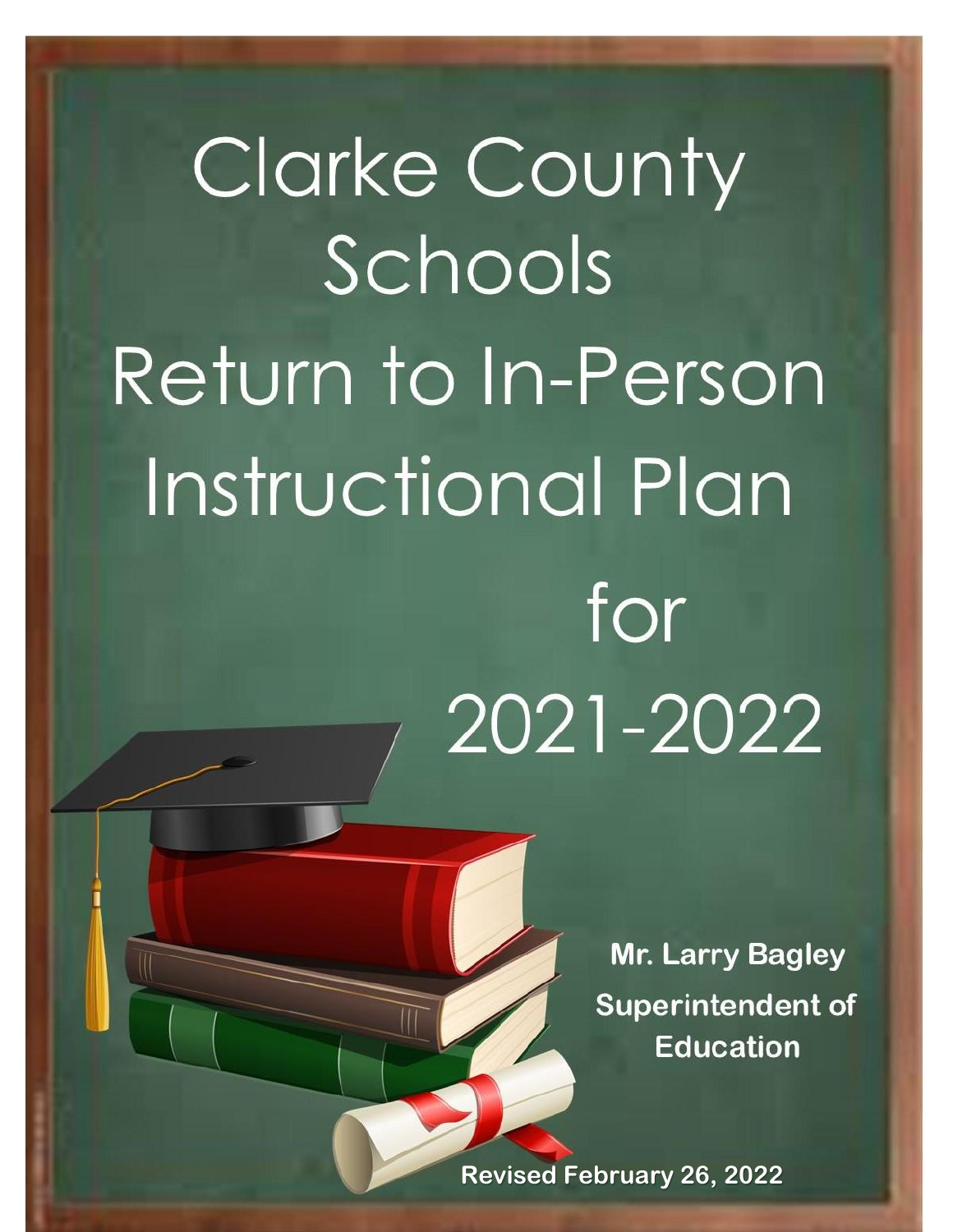# Clarke County Schools Return to In-Person Instructional Plan for 2021-2022

**Mr. Larry Bagley**

**Superintendent of Education**

**Revised February 26, 2022**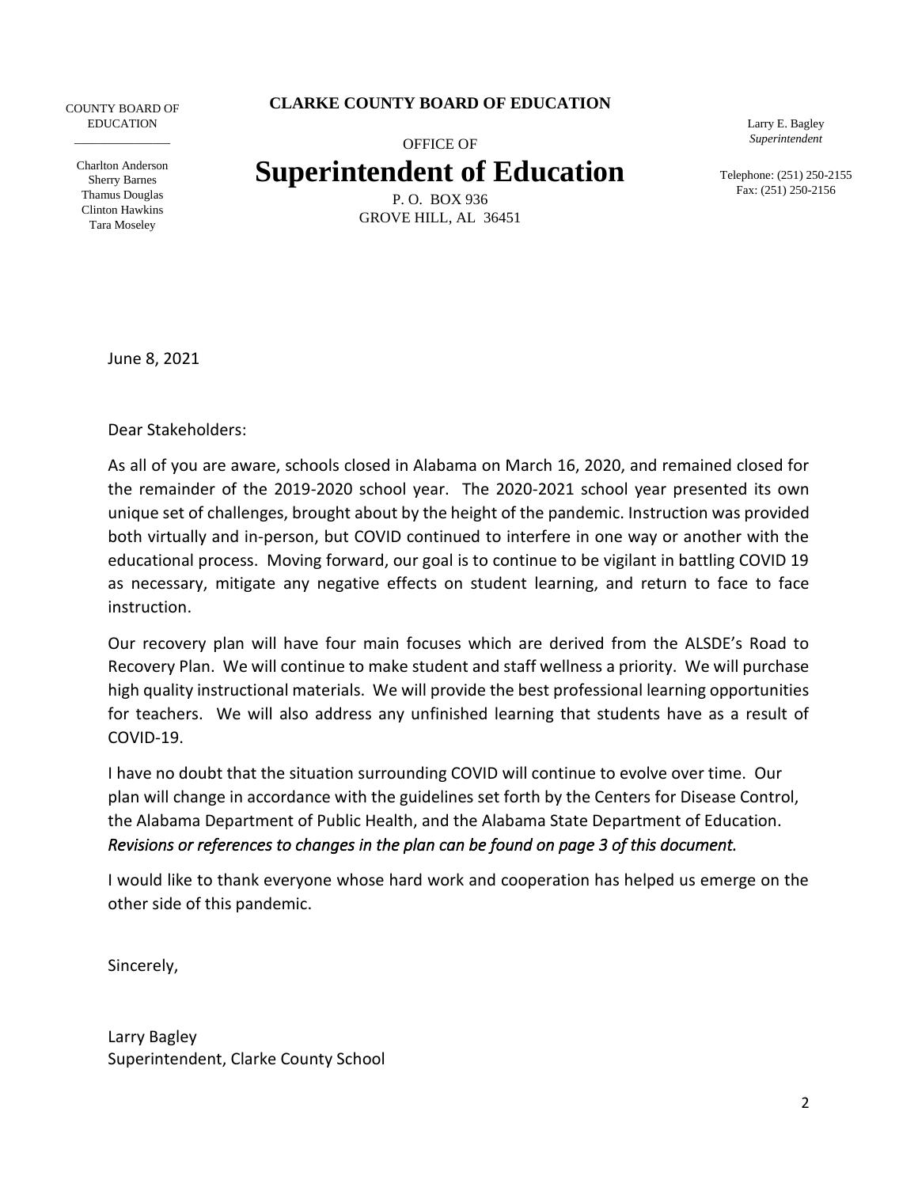COUNTY BOARD OF EDUCATION

Charlton Anderson
Sherry Barnes
Thamus Douglas
Clinton Hawkins
Tara Moseley

**CLARKE COUNTY BOARD OF EDUCATION**

OFFICE OF

# Superintendent of Education

P. O. BOX 936
GROVE HILL, AL 36451

Larry E. Bagley
*Superintendent*

Telephone: (251) 250-2155
Fax: (251) 250-2156

June 8, 2021

Dear Stakeholders:

As all of you are aware, schools closed in Alabama on March 16, 2020, and remained closed for the remainder of the 2019-2020 school year. The 2020-2021 school year presented its own unique set of challenges, brought about by the height of the pandemic. Instruction was provided both virtually and in-person, but COVID continued to interfere in one way or another with the educational process. Moving forward, our goal is to continue to be vigilant in battling COVID 19 as necessary, mitigate any negative effects on student learning, and return to face to face instruction.

Our recovery plan will have four main focuses which are derived from the ALSDE's Road to Recovery Plan. We will continue to make student and staff wellness a priority. We will purchase high quality instructional materials. We will provide the best professional learning opportunities for teachers. We will also address any unfinished learning that students have as a result of COVID-19.

I have no doubt that the situation surrounding COVID will continue to evolve over time. Our plan will change in accordance with the guidelines set forth by the Centers for Disease Control, the Alabama Department of Public Health, and the Alabama State Department of Education. *Revisions or references to changes in the plan can be found on page 3 of this document.*

I would like to thank everyone whose hard work and cooperation has helped us emerge on the other side of this pandemic.

Sincerely,

Larry Bagley
Superintendent, Clarke County School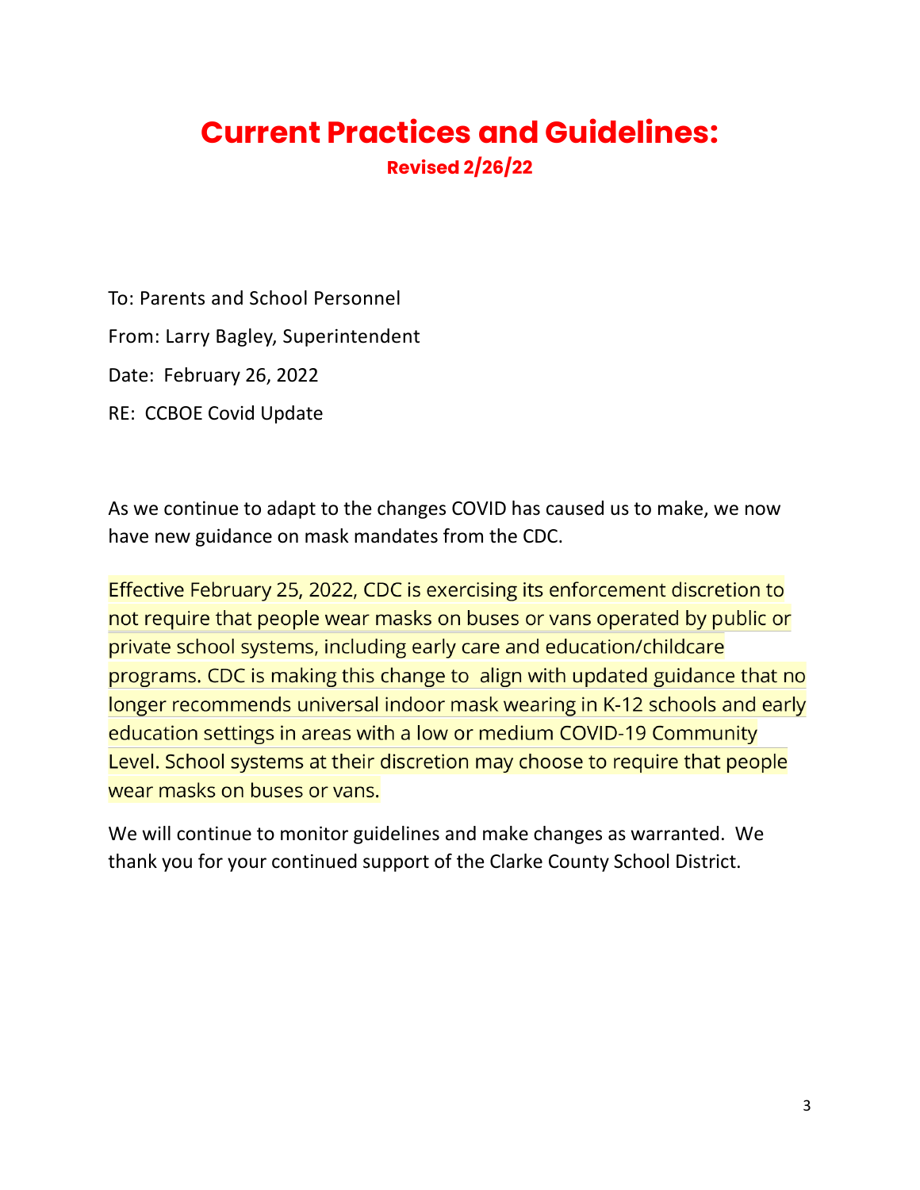# Current Practices and Guidelines:

**Revised 2/26/22**

To: Parents and School Personnel

From: Larry Bagley, Superintendent

Date: February 26, 2022

RE: CCBOE Covid Update

As we continue to adapt to the changes COVID has caused us to make, we now have new guidance on mask mandates from the CDC.

Effective February 25, 2022, CDC is exercising its enforcement discretion to not require that people wear masks on buses or vans operated by public or private school systems, including early care and education/childcare programs. CDC is making this change to align with updated guidance that no longer recommends universal indoor mask wearing in K-12 schools and early education settings in areas with a low or medium COVID-19 Community Level. School systems at their discretion may choose to require that people wear masks on buses or vans.

We will continue to monitor guidelines and make changes as warranted. We thank you for your continued support of the Clarke County School District.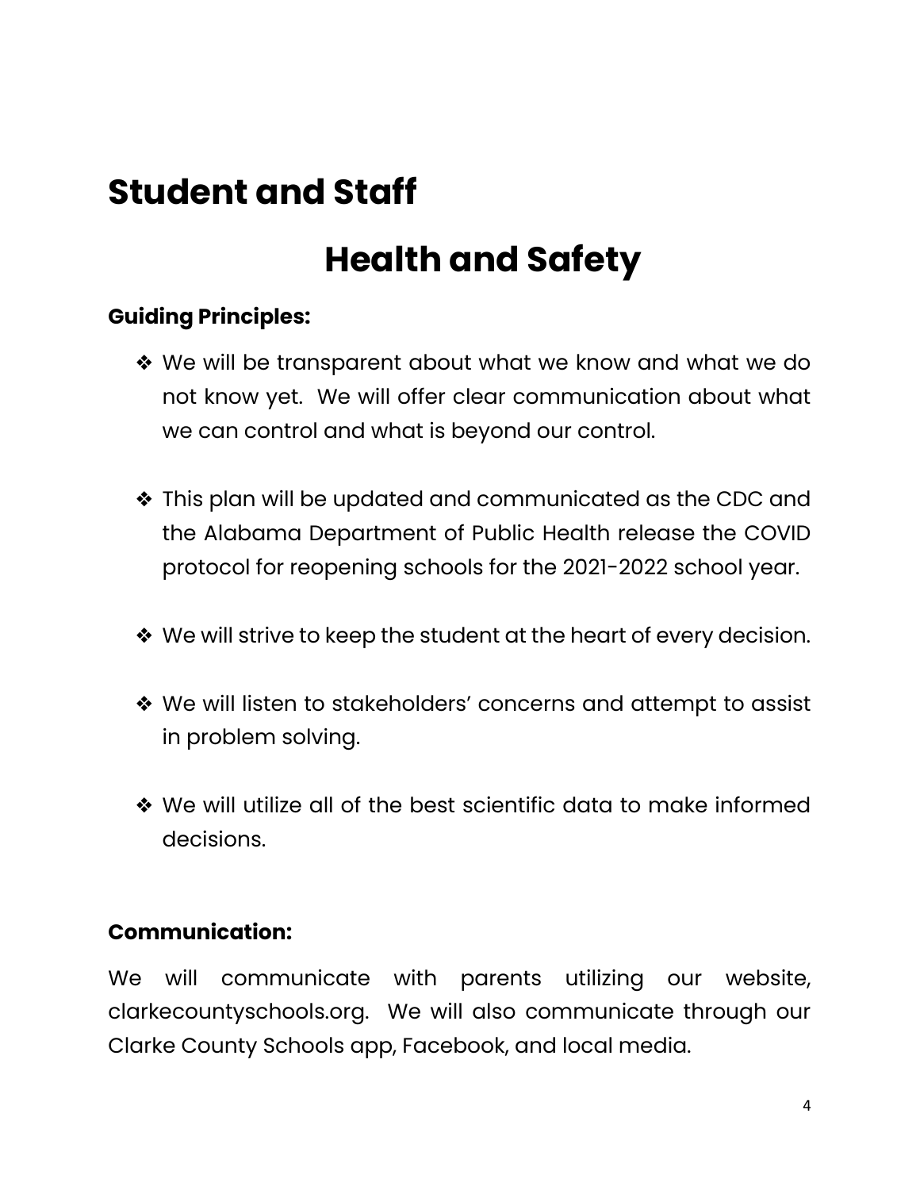# Student and Staff

# Health and Safety

**Guiding Principles:**

- We will be transparent about what we know and what we do not know yet. We will offer clear communication about what we can control and what is beyond our control.

- This plan will be updated and communicated as the CDC and the Alabama Department of Public Health release the COVID protocol for reopening schools for the 2021-2022 school year.

- We will strive to keep the student at the heart of every decision.

- We will listen to stakeholders' concerns and attempt to assist in problem solving.

- We will utilize all of the best scientific data to make informed decisions.

**Communication:**

We will communicate with parents utilizing our website, clarkecountyschools.org. We will also communicate through our Clarke County Schools app, Facebook, and local media.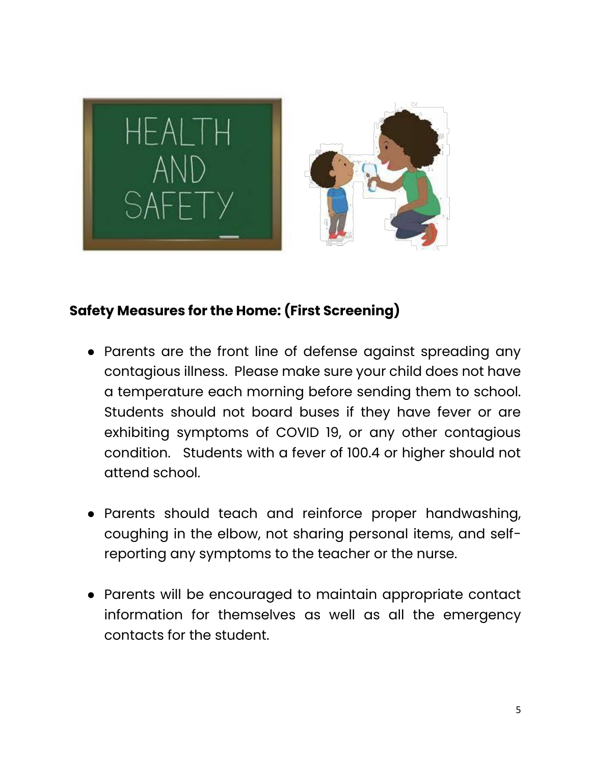## Safety Measures for the Home: (First Screening)

- Parents are the front line of defense against spreading any contagious illness. Please make sure your child does not have a temperature each morning before sending them to school. Students should not board buses if they have fever or are exhibiting symptoms of COVID 19, or any other contagious condition. Students with a fever of 100.4 or higher should not attend school.

- Parents should teach and reinforce proper handwashing, coughing in the elbow, not sharing personal items, and self-reporting any symptoms to the teacher or the nurse.

- Parents will be encouraged to maintain appropriate contact information for themselves as well as all the emergency contacts for the student.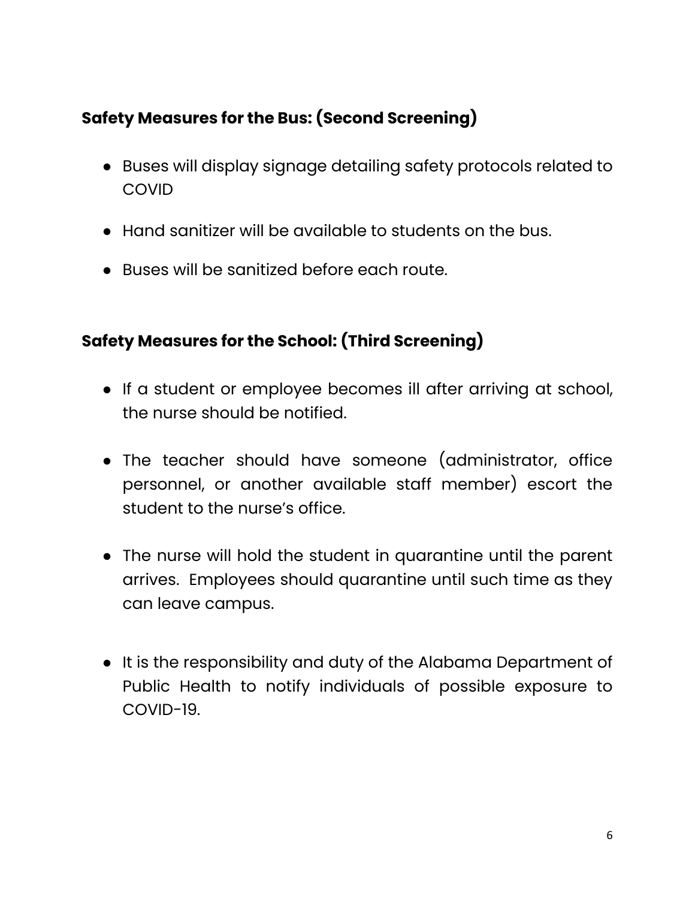### **Safety Measures for the Bus: (Second Screening)**

- Buses will display signage detailing safety protocols related to COVID
- Hand sanitizer will be available to students on the bus.
- Buses will be sanitized before each route.

### **Safety Measures for the School: (Third Screening)**

- If a student or employee becomes ill after arriving at school, the nurse should be notified.
- The teacher should have someone (administrator, office personnel, or another available staff member) escort the student to the nurse's office.
- The nurse will hold the student in quarantine until the parent arrives. Employees should quarantine until such time as they can leave campus.
- It is the responsibility and duty of the Alabama Department of Public Health to notify individuals of possible exposure to COVID-19.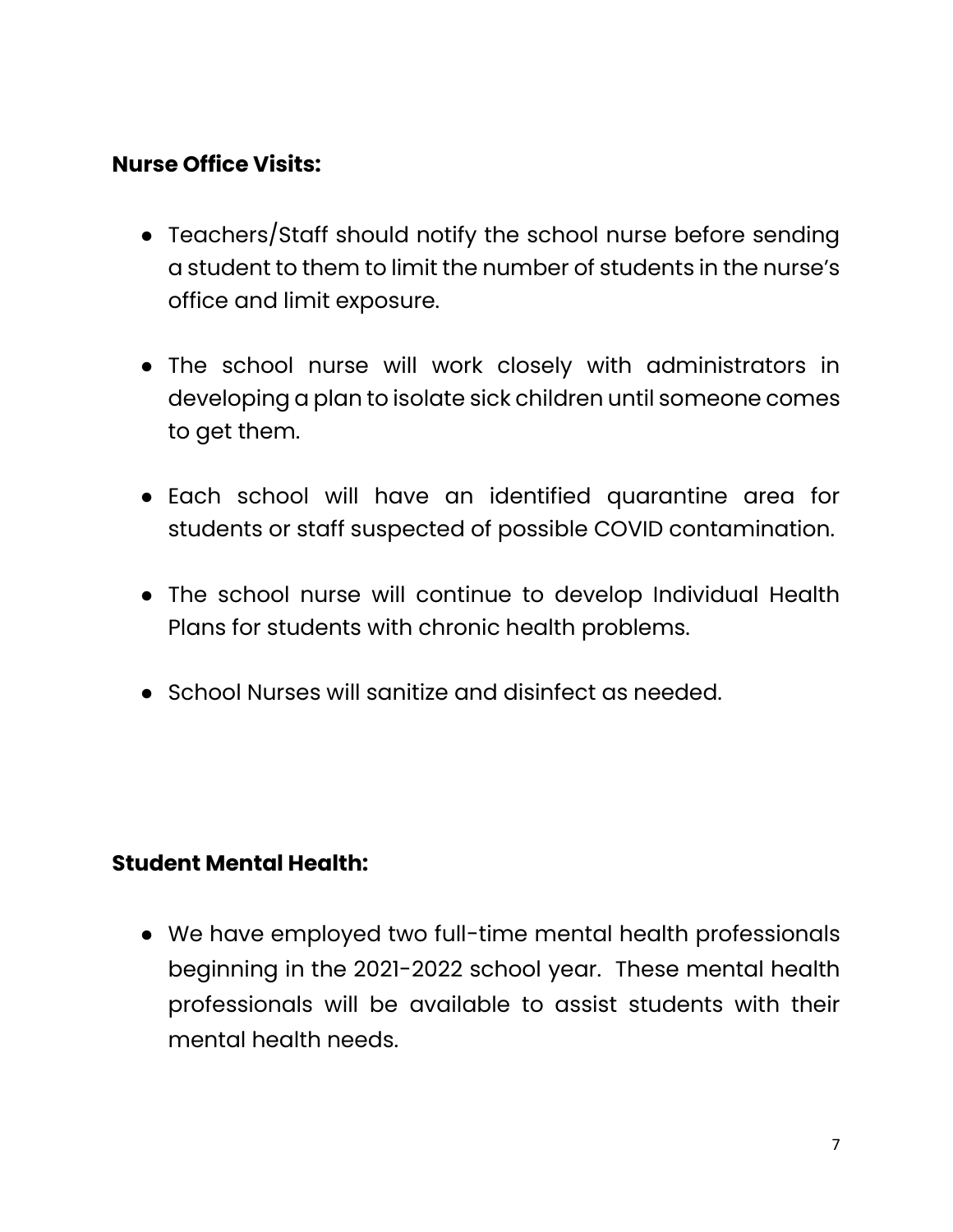**Nurse Office Visits:**

- Teachers/Staff should notify the school nurse before sending a student to them to limit the number of students in the nurse's office and limit exposure.
- The school nurse will work closely with administrators in developing a plan to isolate sick children until someone comes to get them.
- Each school will have an identified quarantine area for students or staff suspected of possible COVID contamination.
- The school nurse will continue to develop Individual Health Plans for students with chronic health problems.
- School Nurses will sanitize and disinfect as needed.

**Student Mental Health:**

- We have employed two full-time mental health professionals beginning in the 2021-2022 school year. These mental health professionals will be available to assist students with their mental health needs.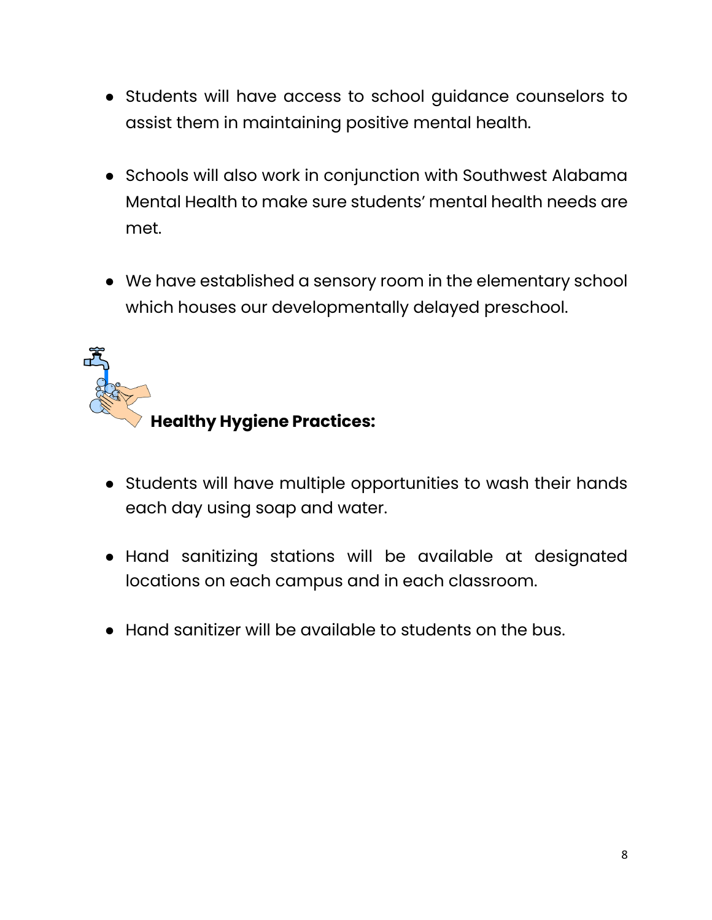- Students will have access to school guidance counselors to assist them in maintaining positive mental health.

- Schools will also work in conjunction with Southwest Alabama Mental Health to make sure students' mental health needs are met.

- We have established a sensory room in the elementary school which houses our developmentally delayed preschool.

**Healthy Hygiene Practices:**

- Students will have multiple opportunities to wash their hands each day using soap and water.

- Hand sanitizing stations will be available at designated locations on each campus and in each classroom.

- Hand sanitizer will be available to students on the bus.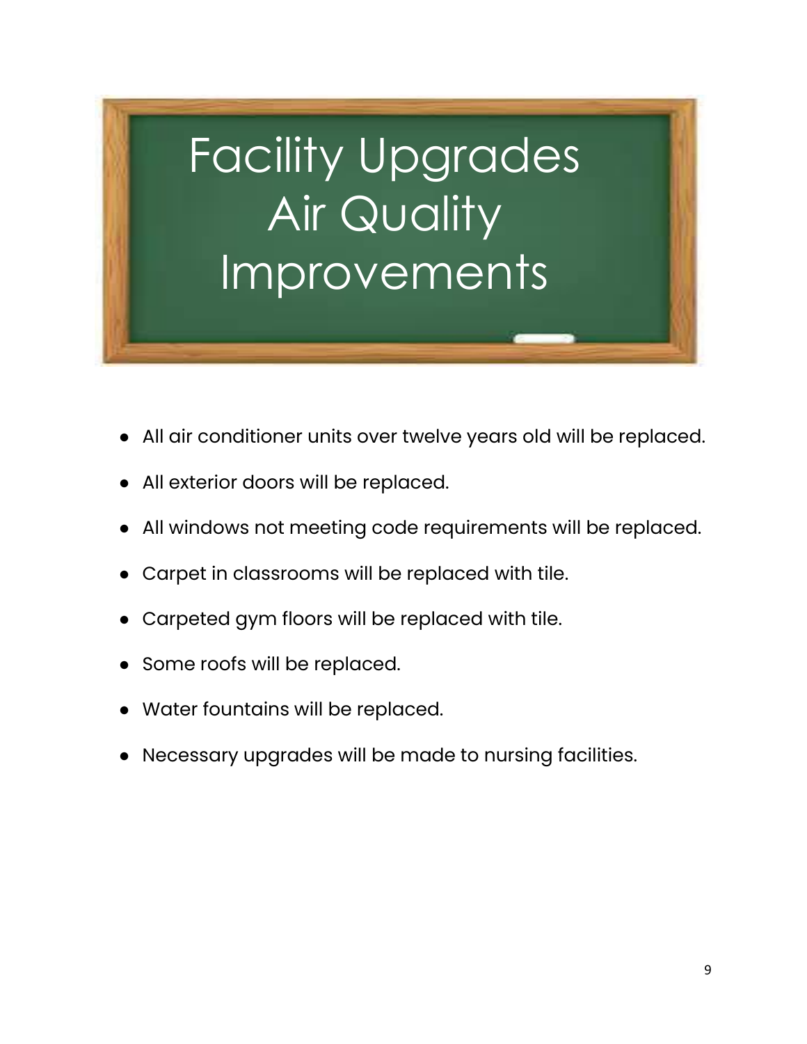# Facility Upgrades Air Quality Improvements

- All air conditioner units over twelve years old will be replaced.
- All exterior doors will be replaced.
- All windows not meeting code requirements will be replaced.
- Carpet in classrooms will be replaced with tile.
- Carpeted gym floors will be replaced with tile.
- Some roofs will be replaced.
- Water fountains will be replaced.
- Necessary upgrades will be made to nursing facilities.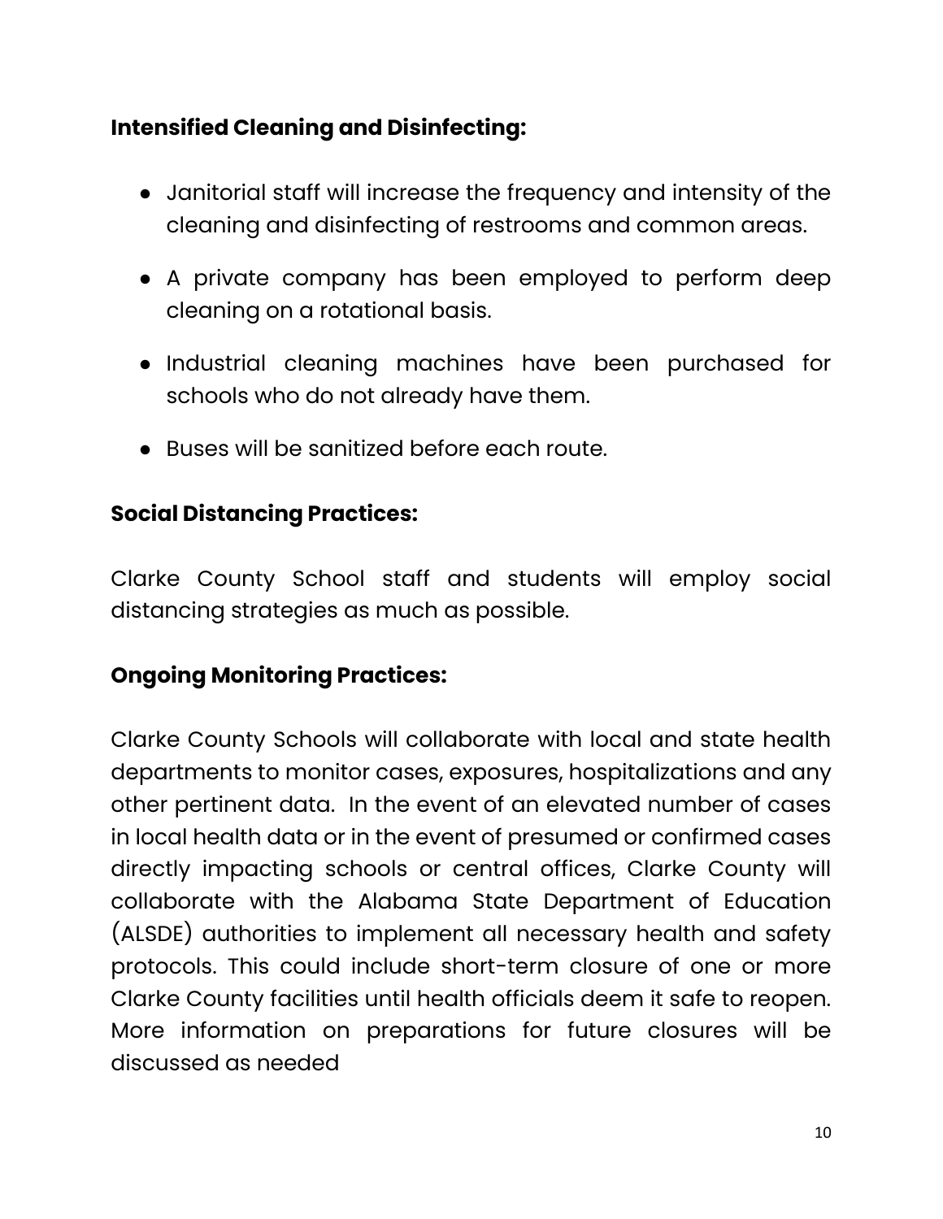**Intensified Cleaning and Disinfecting:**

- Janitorial staff will increase the frequency and intensity of the cleaning and disinfecting of restrooms and common areas.
- A private company has been employed to perform deep cleaning on a rotational basis.
- Industrial cleaning machines have been purchased for schools who do not already have them.
- Buses will be sanitized before each route.

**Social Distancing Practices:**

Clarke County School staff and students will employ social distancing strategies as much as possible.

**Ongoing Monitoring Practices:**

Clarke County Schools will collaborate with local and state health departments to monitor cases, exposures, hospitalizations and any other pertinent data. In the event of an elevated number of cases in local health data or in the event of presumed or confirmed cases directly impacting schools or central offices, Clarke County will collaborate with the Alabama State Department of Education (ALSDE) authorities to implement all necessary health and safety protocols. This could include short-term closure of one or more Clarke County facilities until health officials deem it safe to reopen. More information on preparations for future closures will be discussed as needed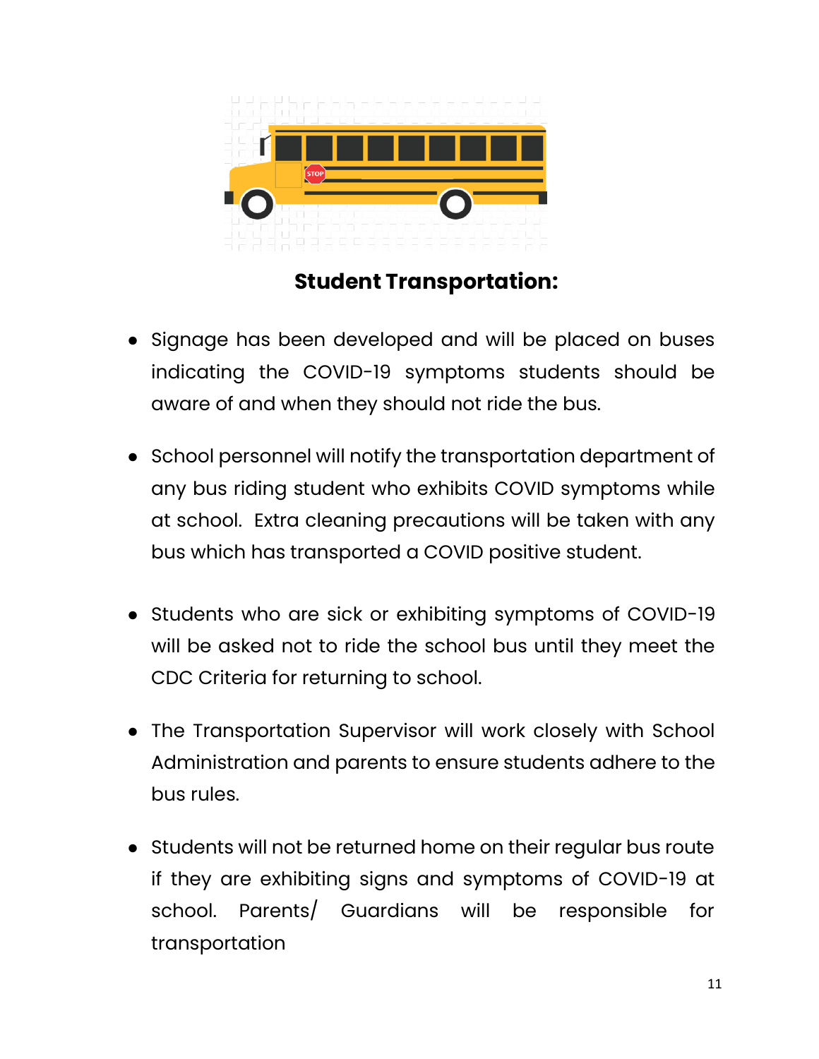## Student Transportation:

- Signage has been developed and will be placed on buses indicating the COVID-19 symptoms students should be aware of and when they should not ride the bus.
- School personnel will notify the transportation department of any bus riding student who exhibits COVID symptoms while at school. Extra cleaning precautions will be taken with any bus which has transported a COVID positive student.
- Students who are sick or exhibiting symptoms of COVID-19 will be asked not to ride the school bus until they meet the CDC Criteria for returning to school.
- The Transportation Supervisor will work closely with School Administration and parents to ensure students adhere to the bus rules.
- Students will not be returned home on their regular bus route if they are exhibiting signs and symptoms of COVID-19 at school. Parents/ Guardians will be responsible for transportation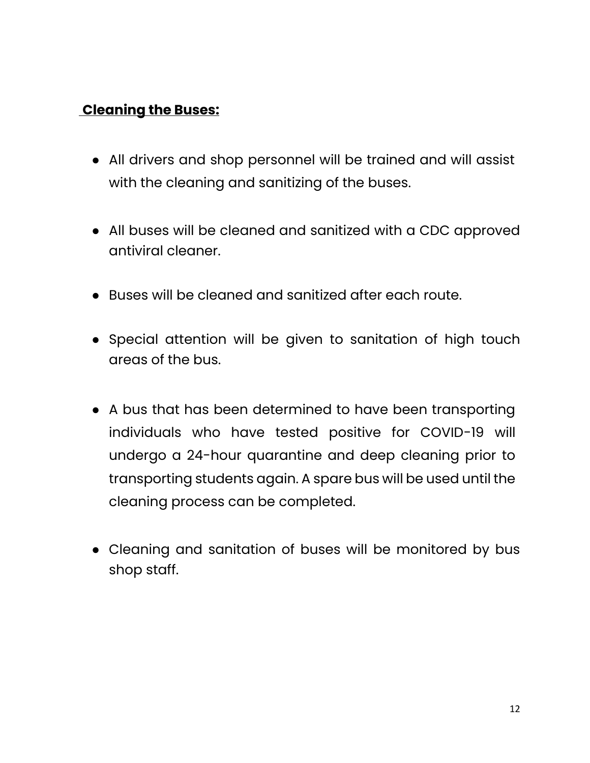## **Cleaning the Buses:**

- All drivers and shop personnel will be trained and will assist with the cleaning and sanitizing of the buses.

- All buses will be cleaned and sanitized with a CDC approved antiviral cleaner.

- Buses will be cleaned and sanitized after each route.

- Special attention will be given to sanitation of high touch areas of the bus.

- A bus that has been determined to have been transporting individuals who have tested positive for COVID-19 will undergo a 24-hour quarantine and deep cleaning prior to transporting students again. A spare bus will be used until the cleaning process can be completed.

- Cleaning and sanitation of buses will be monitored by bus shop staff.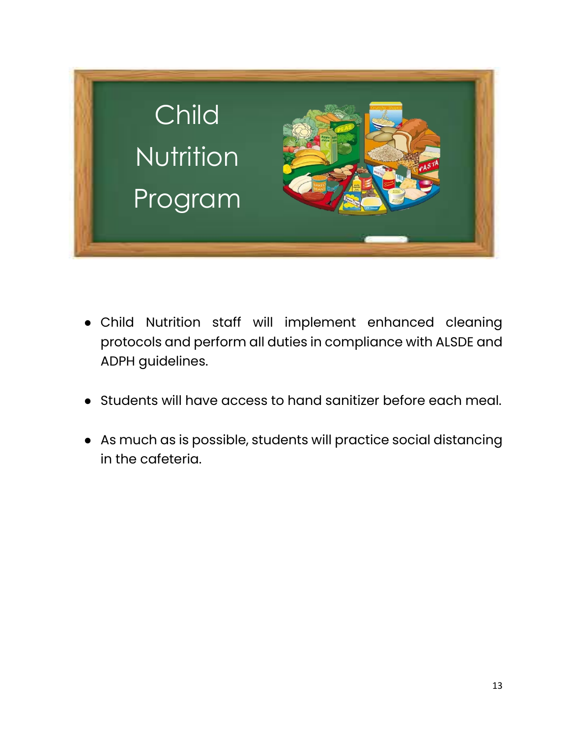# Child Nutrition Program

- Child Nutrition staff will implement enhanced cleaning protocols and perform all duties in compliance with ALSDE and ADPH guidelines.
- Students will have access to hand sanitizer before each meal.
- As much as is possible, students will practice social distancing in the cafeteria.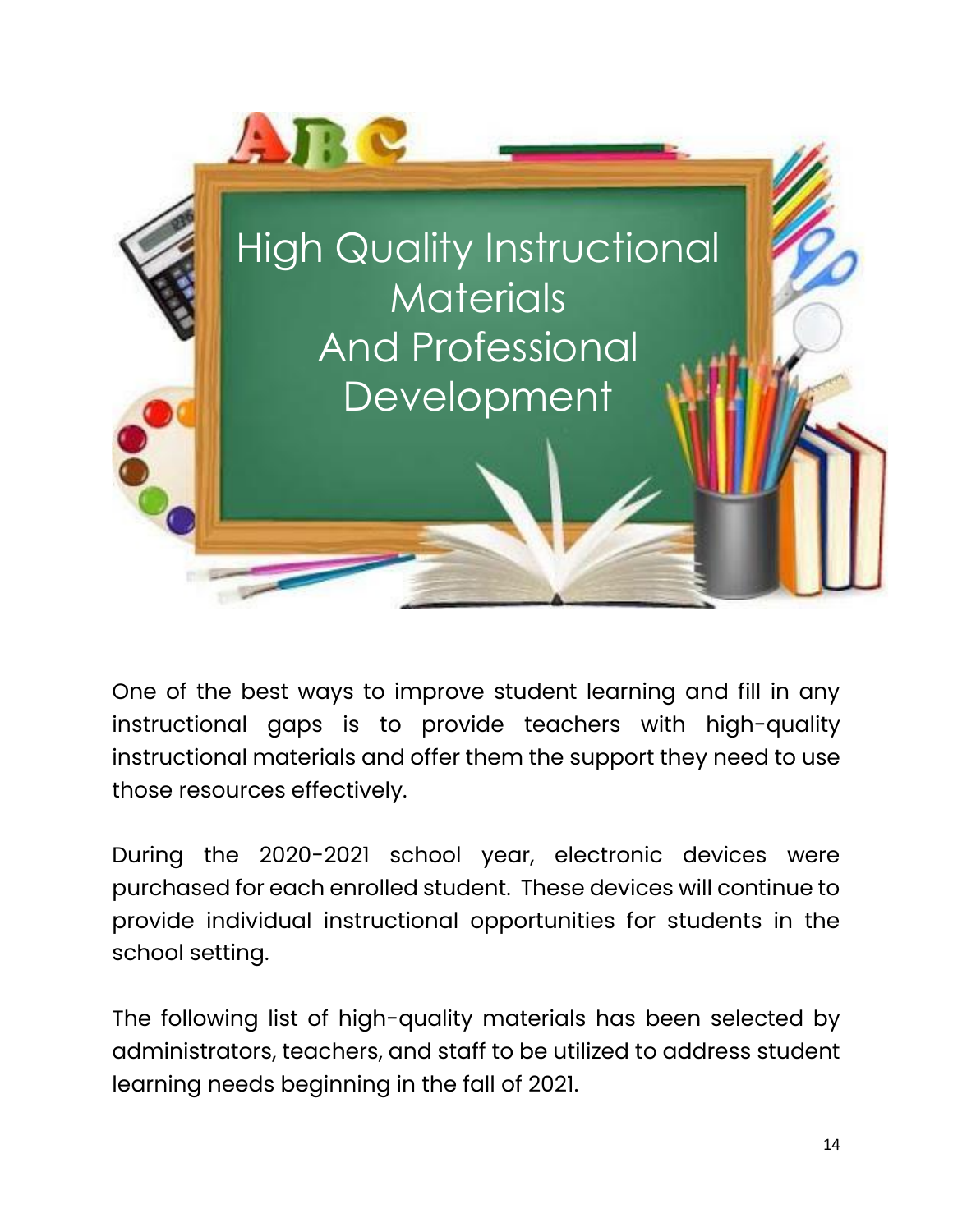# High Quality Instructional Materials And Professional Development

One of the best ways to improve student learning and fill in any instructional gaps is to provide teachers with high-quality instructional materials and offer them the support they need to use those resources effectively.

During the 2020-2021 school year, electronic devices were purchased for each enrolled student. These devices will continue to provide individual instructional opportunities for students in the school setting.

The following list of high-quality materials has been selected by administrators, teachers, and staff to be utilized to address student learning needs beginning in the fall of 2021.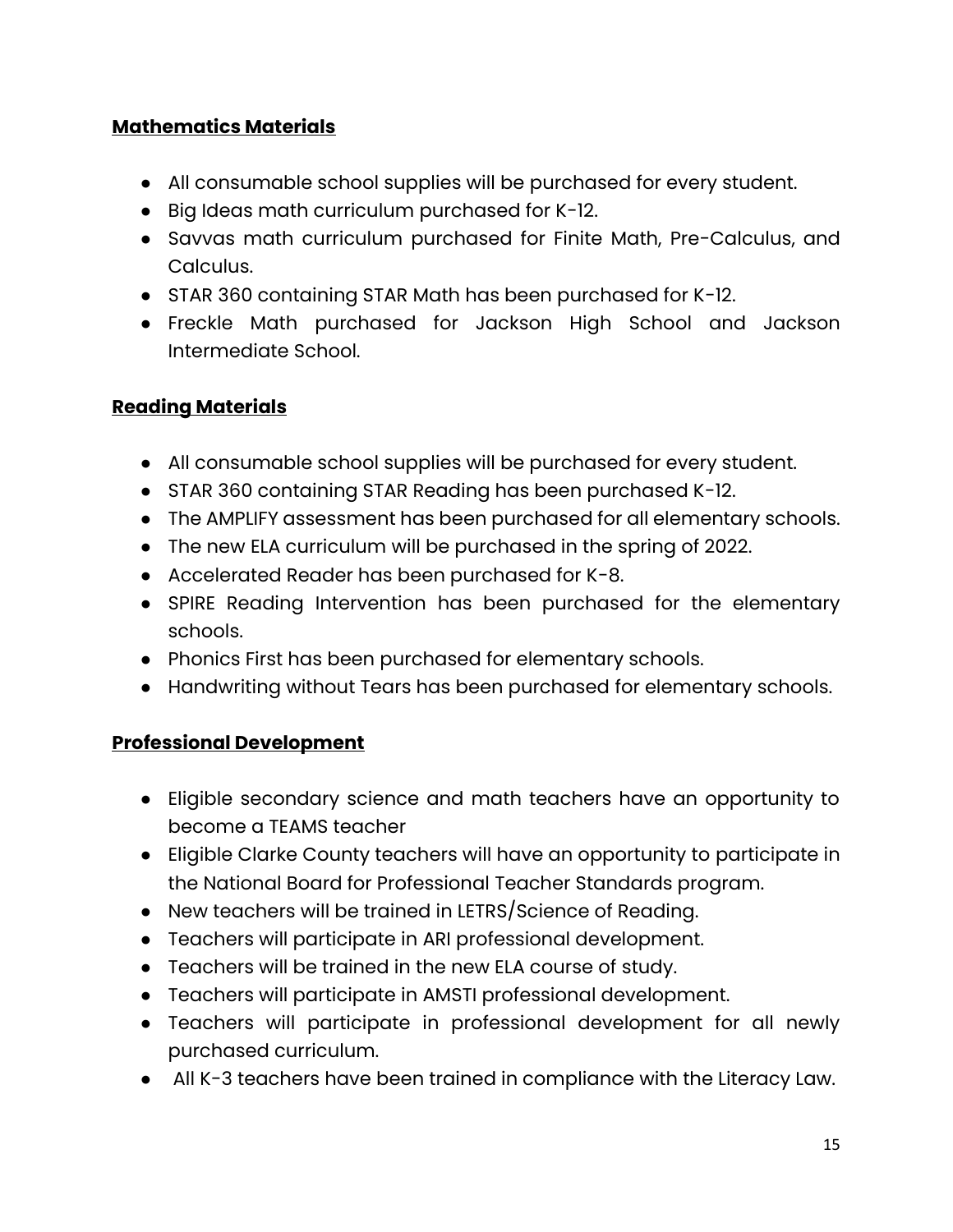**Mathematics Materials**

- All consumable school supplies will be purchased for every student.
- Big Ideas math curriculum purchased for K-12.
- Savvas math curriculum purchased for Finite Math, Pre-Calculus, and Calculus.
- STAR 360 containing STAR Math has been purchased for K-12.
- Freckle Math purchased for Jackson High School and Jackson Intermediate School.

**Reading Materials**

- All consumable school supplies will be purchased for every student.
- STAR 360 containing STAR Reading has been purchased K-12.
- The AMPLIFY assessment has been purchased for all elementary schools.
- The new ELA curriculum will be purchased in the spring of 2022.
- Accelerated Reader has been purchased for K-8.
- SPIRE Reading Intervention has been purchased for the elementary schools.
- Phonics First has been purchased for elementary schools.
- Handwriting without Tears has been purchased for elementary schools.

**Professional Development**

- Eligible secondary science and math teachers have an opportunity to become a TEAMS teacher
- Eligible Clarke County teachers will have an opportunity to participate in the National Board for Professional Teacher Standards program.
- New teachers will be trained in LETRS/Science of Reading.
- Teachers will participate in ARI professional development.
- Teachers will be trained in the new ELA course of study.
- Teachers will participate in AMSTI professional development.
- Teachers will participate in professional development for all newly purchased curriculum.
- All K-3 teachers have been trained in compliance with the Literacy Law.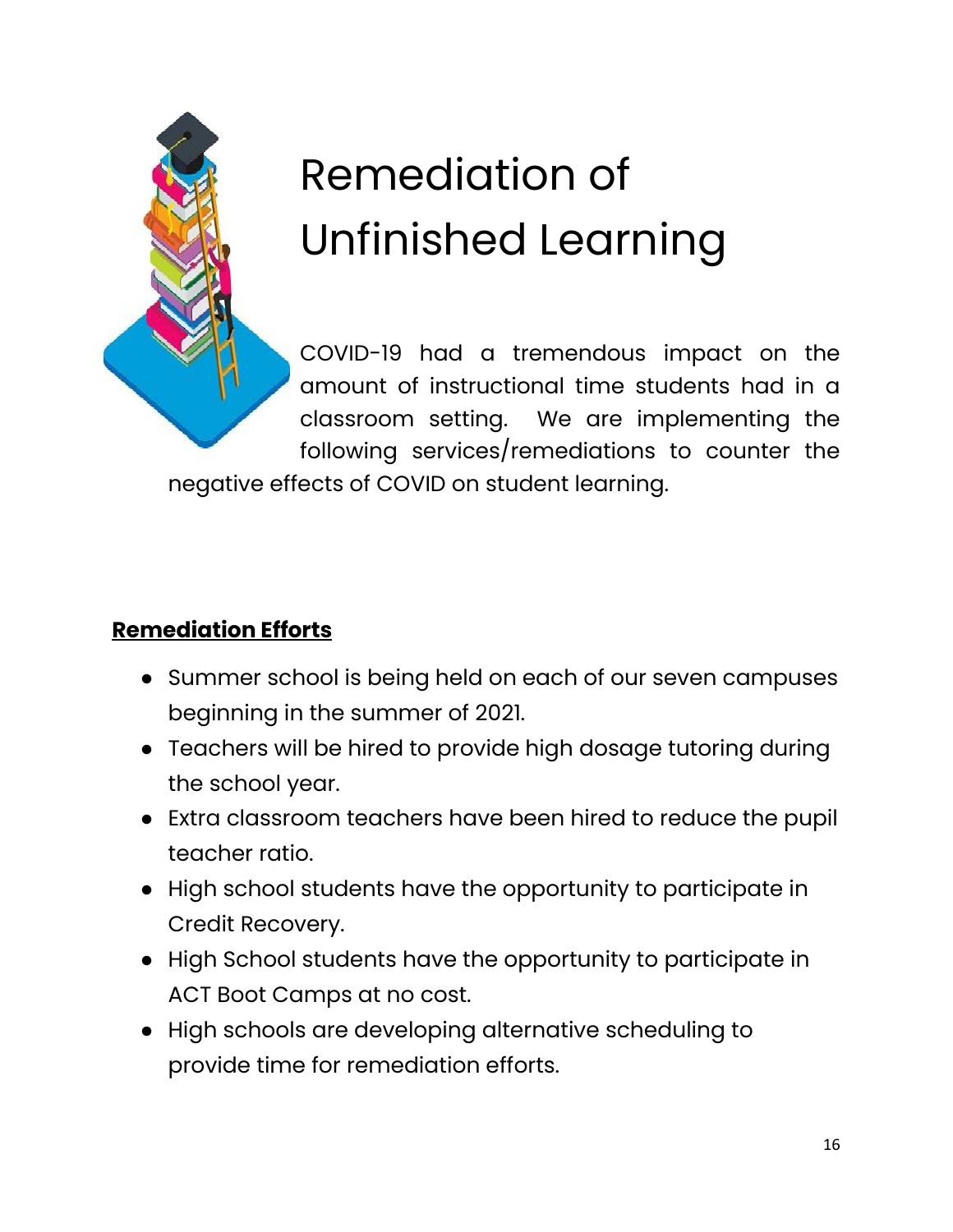# Remediation of Unfinished Learning

COVID-19 had a tremendous impact on the amount of instructional time students had in a classroom setting. We are implementing the following services/remediations to counter the negative effects of COVID on student learning.

**Remediation Efforts**

- Summer school is being held on each of our seven campuses beginning in the summer of 2021.
- Teachers will be hired to provide high dosage tutoring during the school year.
- Extra classroom teachers have been hired to reduce the pupil teacher ratio.
- High school students have the opportunity to participate in Credit Recovery.
- High School students have the opportunity to participate in ACT Boot Camps at no cost.
- High schools are developing alternative scheduling to provide time for remediation efforts.